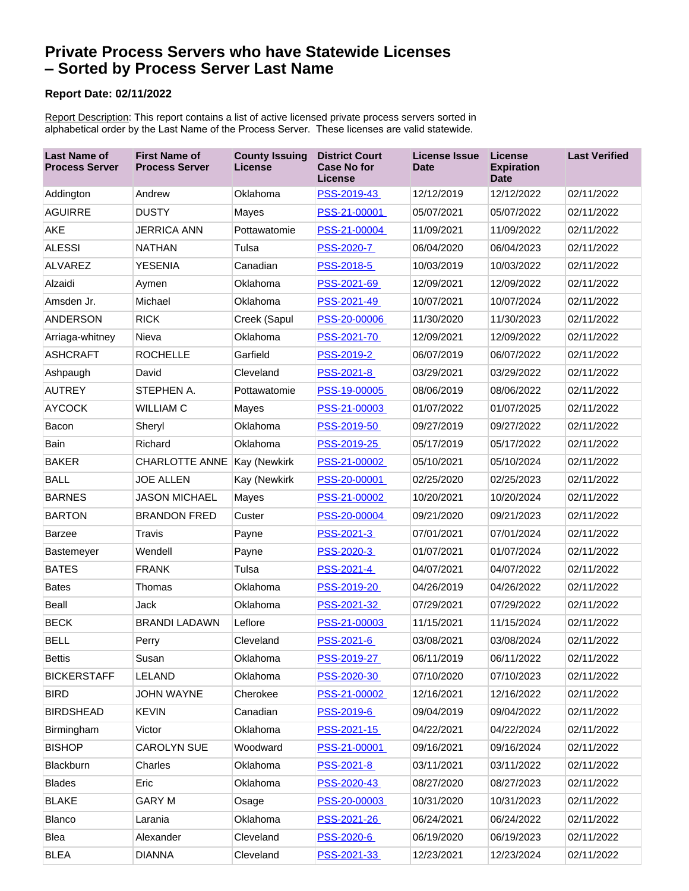# Private Process Servers who have Statewide Licenses – Sorted by Process Server Last Name

**Report Date: 02/11/2022**

Report Description: This report contains a list of active licensed private process servers sorted in alphabetical order by the Last Name of the Process Server. These licenses are valid statewide.

| Last Name of Process Server | First Name of Process Server | County Issuing License | District Court Case No for License | License Issue Date | License Expiration Date | Last Verified |
|---|---|---|---|---|---|---|
| Addington | Andrew | Oklahoma | PSS-2019-43 | 12/12/2019 | 12/12/2022 | 02/11/2022 |
| AGUIRRE | DUSTY | Mayes | PSS-21-00001 | 05/07/2021 | 05/07/2022 | 02/11/2022 |
| AKE | JERRICA ANN | Pottawatomie | PSS-21-00004 | 11/09/2021 | 11/09/2022 | 02/11/2022 |
| ALESSI | NATHAN | Tulsa | PSS-2020-7 | 06/04/2020 | 06/04/2023 | 02/11/2022 |
| ALVAREZ | YESENIA | Canadian | PSS-2018-5 | 10/03/2019 | 10/03/2022 | 02/11/2022 |
| Alzaidi | Aymen | Oklahoma | PSS-2021-69 | 12/09/2021 | 12/09/2022 | 02/11/2022 |
| Amsden Jr. | Michael | Oklahoma | PSS-2021-49 | 10/07/2021 | 10/07/2024 | 02/11/2022 |
| ANDERSON | RICK | Creek (Sapul | PSS-20-00006 | 11/30/2020 | 11/30/2023 | 02/11/2022 |
| Arriaga-whitney | Nieva | Oklahoma | PSS-2021-70 | 12/09/2021 | 12/09/2022 | 02/11/2022 |
| ASHCRAFT | ROCHELLE | Garfield | PSS-2019-2 | 06/07/2019 | 06/07/2022 | 02/11/2022 |
| Ashpaugh | David | Cleveland | PSS-2021-8 | 03/29/2021 | 03/29/2022 | 02/11/2022 |
| AUTREY | STEPHEN A. | Pottawatomie | PSS-19-00005 | 08/06/2019 | 08/06/2022 | 02/11/2022 |
| AYCOCK | WILLIAM C | Mayes | PSS-21-00003 | 01/07/2022 | 01/07/2025 | 02/11/2022 |
| Bacon | Sheryl | Oklahoma | PSS-2019-50 | 09/27/2019 | 09/27/2022 | 02/11/2022 |
| Bain | Richard | Oklahoma | PSS-2019-25 | 05/17/2019 | 05/17/2022 | 02/11/2022 |
| BAKER | CHARLOTTE ANNE | Kay (Newkirk | PSS-21-00002 | 05/10/2021 | 05/10/2024 | 02/11/2022 |
| BALL | JOE ALLEN | Kay (Newkirk | PSS-20-00001 | 02/25/2020 | 02/25/2023 | 02/11/2022 |
| BARNES | JASON MICHAEL | Mayes | PSS-21-00002 | 10/20/2021 | 10/20/2024 | 02/11/2022 |
| BARTON | BRANDON FRED | Custer | PSS-20-00004 | 09/21/2020 | 09/21/2023 | 02/11/2022 |
| Barzee | Travis | Payne | PSS-2021-3 | 07/01/2021 | 07/01/2024 | 02/11/2022 |
| Bastemeyer | Wendell | Payne | PSS-2020-3 | 01/07/2021 | 01/07/2024 | 02/11/2022 |
| BATES | FRANK | Tulsa | PSS-2021-4 | 04/07/2021 | 04/07/2022 | 02/11/2022 |
| Bates | Thomas | Oklahoma | PSS-2019-20 | 04/26/2019 | 04/26/2022 | 02/11/2022 |
| Beall | Jack | Oklahoma | PSS-2021-32 | 07/29/2021 | 07/29/2022 | 02/11/2022 |
| BECK | BRANDI LADAWN | Leflore | PSS-21-00003 | 11/15/2021 | 11/15/2024 | 02/11/2022 |
| BELL | Perry | Cleveland | PSS-2021-6 | 03/08/2021 | 03/08/2024 | 02/11/2022 |
| Bettis | Susan | Oklahoma | PSS-2019-27 | 06/11/2019 | 06/11/2022 | 02/11/2022 |
| BICKERSTAFF | LELAND | Oklahoma | PSS-2020-30 | 07/10/2020 | 07/10/2023 | 02/11/2022 |
| BIRD | JOHN WAYNE | Cherokee | PSS-21-00002 | 12/16/2021 | 12/16/2022 | 02/11/2022 |
| BIRDSHEAD | KEVIN | Canadian | PSS-2019-6 | 09/04/2019 | 09/04/2022 | 02/11/2022 |
| Birmingham | Victor | Oklahoma | PSS-2021-15 | 04/22/2021 | 04/22/2024 | 02/11/2022 |
| BISHOP | CAROLYN SUE | Woodward | PSS-21-00001 | 09/16/2021 | 09/16/2024 | 02/11/2022 |
| Blackburn | Charles | Oklahoma | PSS-2021-8 | 03/11/2021 | 03/11/2022 | 02/11/2022 |
| Blades | Eric | Oklahoma | PSS-2020-43 | 08/27/2020 | 08/27/2023 | 02/11/2022 |
| BLAKE | GARY M | Osage | PSS-20-00003 | 10/31/2020 | 10/31/2023 | 02/11/2022 |
| Blanco | Larania | Oklahoma | PSS-2021-26 | 06/24/2021 | 06/24/2022 | 02/11/2022 |
| Blea | Alexander | Cleveland | PSS-2020-6 | 06/19/2020 | 06/19/2023 | 02/11/2022 |
| BLEA | DIANNA | Cleveland | PSS-2021-33 | 12/23/2021 | 12/23/2024 | 02/11/2022 |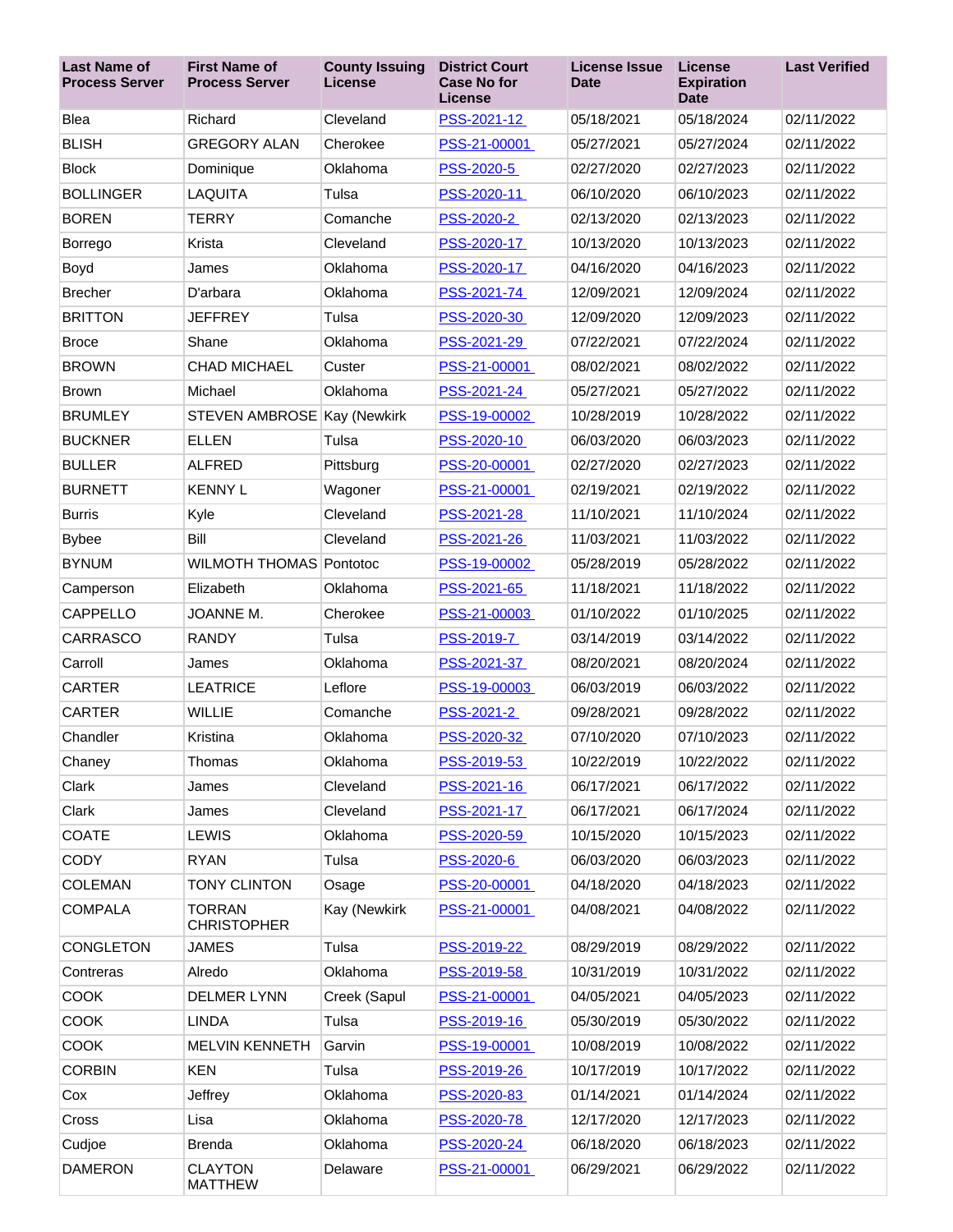| Last Name of Process Server | First Name of Process Server | County Issuing License | District Court Case No for License | License Issue Date | License Expiration Date | Last Verified |
|---|---|---|---|---|---|---|
| Blea | Richard | Cleveland | PSS-2021-12 | 05/18/2021 | 05/18/2024 | 02/11/2022 |
| BLISH | GREGORY ALAN | Cherokee | PSS-21-00001 | 05/27/2021 | 05/27/2024 | 02/11/2022 |
| Block | Dominique | Oklahoma | PSS-2020-5 | 02/27/2020 | 02/27/2023 | 02/11/2022 |
| BOLLINGER | LAQUITA | Tulsa | PSS-2020-11 | 06/10/2020 | 06/10/2023 | 02/11/2022 |
| BOREN | TERRY | Comanche | PSS-2020-2 | 02/13/2020 | 02/13/2023 | 02/11/2022 |
| Borrego | Krista | Cleveland | PSS-2020-17 | 10/13/2020 | 10/13/2023 | 02/11/2022 |
| Boyd | James | Oklahoma | PSS-2020-17 | 04/16/2020 | 04/16/2023 | 02/11/2022 |
| Brecher | D'arbara | Oklahoma | PSS-2021-74 | 12/09/2021 | 12/09/2024 | 02/11/2022 |
| BRITTON | JEFFREY | Tulsa | PSS-2020-30 | 12/09/2020 | 12/09/2023 | 02/11/2022 |
| Broce | Shane | Oklahoma | PSS-2021-29 | 07/22/2021 | 07/22/2024 | 02/11/2022 |
| BROWN | CHAD MICHAEL | Custer | PSS-21-00001 | 08/02/2021 | 08/02/2022 | 02/11/2022 |
| Brown | Michael | Oklahoma | PSS-2021-24 | 05/27/2021 | 05/27/2022 | 02/11/2022 |
| BRUMLEY | STEVEN AMBROSE | Kay (Newkirk | PSS-19-00002 | 10/28/2019 | 10/28/2022 | 02/11/2022 |
| BUCKNER | ELLEN | Tulsa | PSS-2020-10 | 06/03/2020 | 06/03/2023 | 02/11/2022 |
| BULLER | ALFRED | Pittsburg | PSS-20-00001 | 02/27/2020 | 02/27/2023 | 02/11/2022 |
| BURNETT | KENNY L | Wagoner | PSS-21-00001 | 02/19/2021 | 02/19/2022 | 02/11/2022 |
| Burris | Kyle | Cleveland | PSS-2021-28 | 11/10/2021 | 11/10/2024 | 02/11/2022 |
| Bybee | Bill | Cleveland | PSS-2021-26 | 11/03/2021 | 11/03/2022 | 02/11/2022 |
| BYNUM | WILMOTH THOMAS | Pontotoc | PSS-19-00002 | 05/28/2019 | 05/28/2022 | 02/11/2022 |
| Camperson | Elizabeth | Oklahoma | PSS-2021-65 | 11/18/2021 | 11/18/2022 | 02/11/2022 |
| CAPPELLO | JOANNE M. | Cherokee | PSS-21-00003 | 01/10/2022 | 01/10/2025 | 02/11/2022 |
| CARRASCO | RANDY | Tulsa | PSS-2019-7 | 03/14/2019 | 03/14/2022 | 02/11/2022 |
| Carroll | James | Oklahoma | PSS-2021-37 | 08/20/2021 | 08/20/2024 | 02/11/2022 |
| CARTER | LEATRICE | Leflore | PSS-19-00003 | 06/03/2019 | 06/03/2022 | 02/11/2022 |
| CARTER | WILLIE | Comanche | PSS-2021-2 | 09/28/2021 | 09/28/2022 | 02/11/2022 |
| Chandler | Kristina | Oklahoma | PSS-2020-32 | 07/10/2020 | 07/10/2023 | 02/11/2022 |
| Chaney | Thomas | Oklahoma | PSS-2019-53 | 10/22/2019 | 10/22/2022 | 02/11/2022 |
| Clark | James | Cleveland | PSS-2021-16 | 06/17/2021 | 06/17/2022 | 02/11/2022 |
| Clark | James | Cleveland | PSS-2021-17 | 06/17/2021 | 06/17/2024 | 02/11/2022 |
| COATE | LEWIS | Oklahoma | PSS-2020-59 | 10/15/2020 | 10/15/2023 | 02/11/2022 |
| CODY | RYAN | Tulsa | PSS-2020-6 | 06/03/2020 | 06/03/2023 | 02/11/2022 |
| COLEMAN | TONY CLINTON | Osage | PSS-20-00001 | 04/18/2020 | 04/18/2023 | 02/11/2022 |
| COMPALA | TORRAN CHRISTOPHER | Kay (Newkirk | PSS-21-00001 | 04/08/2021 | 04/08/2022 | 02/11/2022 |
| CONGLETON | JAMES | Tulsa | PSS-2019-22 | 08/29/2019 | 08/29/2022 | 02/11/2022 |
| Contreras | Alredo | Oklahoma | PSS-2019-58 | 10/31/2019 | 10/31/2022 | 02/11/2022 |
| COOK | DELMER LYNN | Creek (Sapul | PSS-21-00001 | 04/05/2021 | 04/05/2023 | 02/11/2022 |
| COOK | LINDA | Tulsa | PSS-2019-16 | 05/30/2019 | 05/30/2022 | 02/11/2022 |
| COOK | MELVIN KENNETH | Garvin | PSS-19-00001 | 10/08/2019 | 10/08/2022 | 02/11/2022 |
| CORBIN | KEN | Tulsa | PSS-2019-26 | 10/17/2019 | 10/17/2022 | 02/11/2022 |
| Cox | Jeffrey | Oklahoma | PSS-2020-83 | 01/14/2021 | 01/14/2024 | 02/11/2022 |
| Cross | Lisa | Oklahoma | PSS-2020-78 | 12/17/2020 | 12/17/2023 | 02/11/2022 |
| Cudjoe | Brenda | Oklahoma | PSS-2020-24 | 06/18/2020 | 06/18/2023 | 02/11/2022 |
| DAMERON | CLAYTON MATTHEW | Delaware | PSS-21-00001 | 06/29/2021 | 06/29/2022 | 02/11/2022 |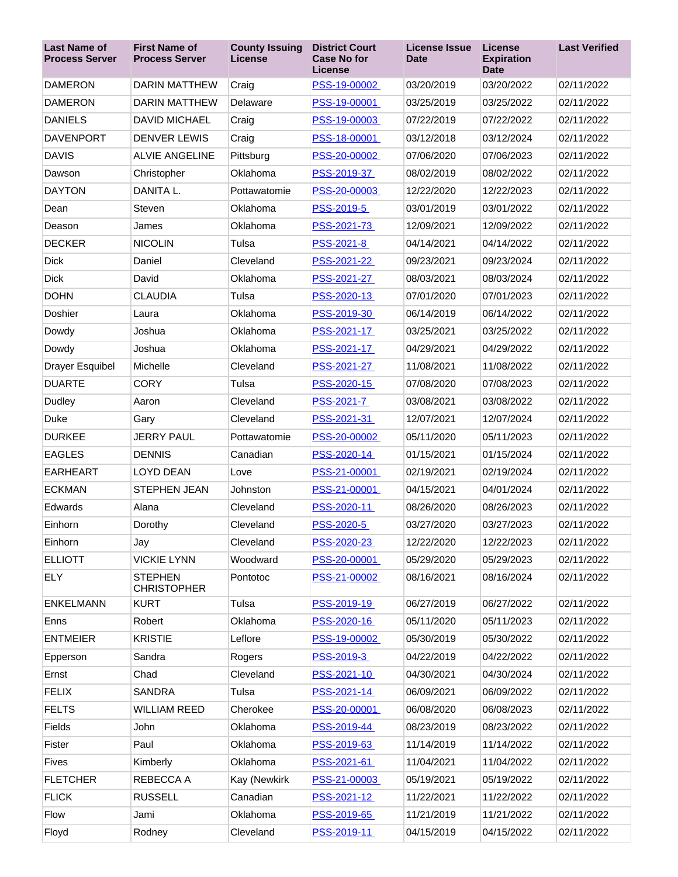| Last Name of Process Server | First Name of Process Server | County Issuing License | District Court Case No for License | License Issue Date | License Expiration Date | Last Verified |
|---|---|---|---|---|---|---|
| DAMERON | DARIN MATTHEW | Craig | PSS-19-00002 | 03/20/2019 | 03/20/2022 | 02/11/2022 |
| DAMERON | DARIN MATTHEW | Delaware | PSS-19-00001 | 03/25/2019 | 03/25/2022 | 02/11/2022 |
| DANIELS | DAVID MICHAEL | Craig | PSS-19-00003 | 07/22/2019 | 07/22/2022 | 02/11/2022 |
| DAVENPORT | DENVER LEWIS | Craig | PSS-18-00001 | 03/12/2018 | 03/12/2024 | 02/11/2022 |
| DAVIS | ALVIE ANGELINE | Pittsburg | PSS-20-00002 | 07/06/2020 | 07/06/2023 | 02/11/2022 |
| Dawson | Christopher | Oklahoma | PSS-2019-37 | 08/02/2019 | 08/02/2022 | 02/11/2022 |
| DAYTON | DANITA L. | Pottawatomie | PSS-20-00003 | 12/22/2020 | 12/22/2023 | 02/11/2022 |
| Dean | Steven | Oklahoma | PSS-2019-5 | 03/01/2019 | 03/01/2022 | 02/11/2022 |
| Deason | James | Oklahoma | PSS-2021-73 | 12/09/2021 | 12/09/2022 | 02/11/2022 |
| DECKER | NICOLIN | Tulsa | PSS-2021-8 | 04/14/2021 | 04/14/2022 | 02/11/2022 |
| Dick | Daniel | Cleveland | PSS-2021-22 | 09/23/2021 | 09/23/2024 | 02/11/2022 |
| Dick | David | Oklahoma | PSS-2021-27 | 08/03/2021 | 08/03/2024 | 02/11/2022 |
| DOHN | CLAUDIA | Tulsa | PSS-2020-13 | 07/01/2020 | 07/01/2023 | 02/11/2022 |
| Doshier | Laura | Oklahoma | PSS-2019-30 | 06/14/2019 | 06/14/2022 | 02/11/2022 |
| Dowdy | Joshua | Oklahoma | PSS-2021-17 | 03/25/2021 | 03/25/2022 | 02/11/2022 |
| Dowdy | Joshua | Oklahoma | PSS-2021-17 | 04/29/2021 | 04/29/2022 | 02/11/2022 |
| Drayer Esquibel | Michelle | Cleveland | PSS-2021-27 | 11/08/2021 | 11/08/2022 | 02/11/2022 |
| DUARTE | CORY | Tulsa | PSS-2020-15 | 07/08/2020 | 07/08/2023 | 02/11/2022 |
| Dudley | Aaron | Cleveland | PSS-2021-7 | 03/08/2021 | 03/08/2022 | 02/11/2022 |
| Duke | Gary | Cleveland | PSS-2021-31 | 12/07/2021 | 12/07/2024 | 02/11/2022 |
| DURKEE | JERRY PAUL | Pottawatomie | PSS-20-00002 | 05/11/2020 | 05/11/2023 | 02/11/2022 |
| EAGLES | DENNIS | Canadian | PSS-2020-14 | 01/15/2021 | 01/15/2024 | 02/11/2022 |
| EARHEART | LOYD DEAN | Love | PSS-21-00001 | 02/19/2021 | 02/19/2024 | 02/11/2022 |
| ECKMAN | STEPHEN JEAN | Johnston | PSS-21-00001 | 04/15/2021 | 04/01/2024 | 02/11/2022 |
| Edwards | Alana | Cleveland | PSS-2020-11 | 08/26/2020 | 08/26/2023 | 02/11/2022 |
| Einhorn | Dorothy | Cleveland | PSS-2020-5 | 03/27/2020 | 03/27/2023 | 02/11/2022 |
| Einhorn | Jay | Cleveland | PSS-2020-23 | 12/22/2020 | 12/22/2023 | 02/11/2022 |
| ELLIOTT | VICKIE LYNN | Woodward | PSS-20-00001 | 05/29/2020 | 05/29/2023 | 02/11/2022 |
| ELY | STEPHEN CHRISTOPHER | Pontotoc | PSS-21-00002 | 08/16/2021 | 08/16/2024 | 02/11/2022 |
| ENKELMANN | KURT | Tulsa | PSS-2019-19 | 06/27/2019 | 06/27/2022 | 02/11/2022 |
| Enns | Robert | Oklahoma | PSS-2020-16 | 05/11/2020 | 05/11/2023 | 02/11/2022 |
| ENTMEIER | KRISTIE | Leflore | PSS-19-00002 | 05/30/2019 | 05/30/2022 | 02/11/2022 |
| Epperson | Sandra | Rogers | PSS-2019-3 | 04/22/2019 | 04/22/2022 | 02/11/2022 |
| Ernst | Chad | Cleveland | PSS-2021-10 | 04/30/2021 | 04/30/2024 | 02/11/2022 |
| FELIX | SANDRA | Tulsa | PSS-2021-14 | 06/09/2021 | 06/09/2022 | 02/11/2022 |
| FELTS | WILLIAM REED | Cherokee | PSS-20-00001 | 06/08/2020 | 06/08/2023 | 02/11/2022 |
| Fields | John | Oklahoma | PSS-2019-44 | 08/23/2019 | 08/23/2022 | 02/11/2022 |
| Fister | Paul | Oklahoma | PSS-2019-63 | 11/14/2019 | 11/14/2022 | 02/11/2022 |
| Fives | Kimberly | Oklahoma | PSS-2021-61 | 11/04/2021 | 11/04/2022 | 02/11/2022 |
| FLETCHER | REBECCA A | Kay (Newkirk | PSS-21-00003 | 05/19/2021 | 05/19/2022 | 02/11/2022 |
| FLICK | RUSSELL | Canadian | PSS-2021-12 | 11/22/2021 | 11/22/2022 | 02/11/2022 |
| Flow | Jami | Oklahoma | PSS-2019-65 | 11/21/2019 | 11/21/2022 | 02/11/2022 |
| Floyd | Rodney | Cleveland | PSS-2019-11 | 04/15/2019 | 04/15/2022 | 02/11/2022 |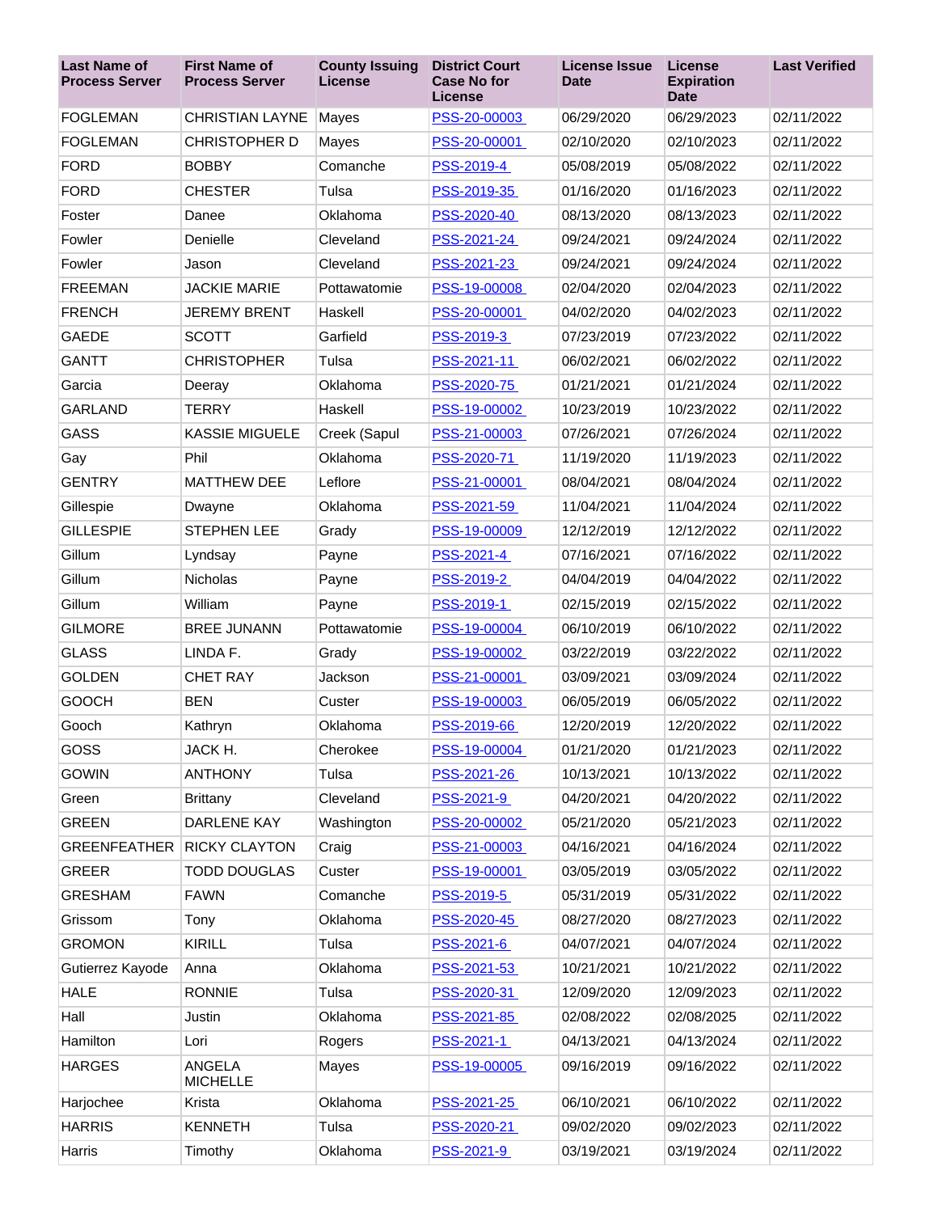| Last Name of Process Server | First Name of Process Server | County Issuing License | District Court Case No for License | License Issue Date | License Expiration Date | Last Verified |
|---|---|---|---|---|---|---|
| FOGLEMAN | CHRISTIAN LAYNE | Mayes | PSS-20-00003 | 06/29/2020 | 06/29/2023 | 02/11/2022 |
| FOGLEMAN | CHRISTOPHER D | Mayes | PSS-20-00001 | 02/10/2020 | 02/10/2023 | 02/11/2022 |
| FORD | BOBBY | Comanche | PSS-2019-4 | 05/08/2019 | 05/08/2022 | 02/11/2022 |
| FORD | CHESTER | Tulsa | PSS-2019-35 | 01/16/2020 | 01/16/2023 | 02/11/2022 |
| Foster | Danee | Oklahoma | PSS-2020-40 | 08/13/2020 | 08/13/2023 | 02/11/2022 |
| Fowler | Denielle | Cleveland | PSS-2021-24 | 09/24/2021 | 09/24/2024 | 02/11/2022 |
| Fowler | Jason | Cleveland | PSS-2021-23 | 09/24/2021 | 09/24/2024 | 02/11/2022 |
| FREEMAN | JACKIE MARIE | Pottawatomie | PSS-19-00008 | 02/04/2020 | 02/04/2023 | 02/11/2022 |
| FRENCH | JEREMY BRENT | Haskell | PSS-20-00001 | 04/02/2020 | 04/02/2023 | 02/11/2022 |
| GAEDE | SCOTT | Garfield | PSS-2019-3 | 07/23/2019 | 07/23/2022 | 02/11/2022 |
| GANTT | CHRISTOPHER | Tulsa | PSS-2021-11 | 06/02/2021 | 06/02/2022 | 02/11/2022 |
| Garcia | Deeray | Oklahoma | PSS-2020-75 | 01/21/2021 | 01/21/2024 | 02/11/2022 |
| GARLAND | TERRY | Haskell | PSS-19-00002 | 10/23/2019 | 10/23/2022 | 02/11/2022 |
| GASS | KASSIE MIGUELE | Creek (Sapul | PSS-21-00003 | 07/26/2021 | 07/26/2024 | 02/11/2022 |
| Gay | Phil | Oklahoma | PSS-2020-71 | 11/19/2020 | 11/19/2023 | 02/11/2022 |
| GENTRY | MATTHEW DEE | Leflore | PSS-21-00001 | 08/04/2021 | 08/04/2024 | 02/11/2022 |
| Gillespie | Dwayne | Oklahoma | PSS-2021-59 | 11/04/2021 | 11/04/2024 | 02/11/2022 |
| GILLESPIE | STEPHEN LEE | Grady | PSS-19-00009 | 12/12/2019 | 12/12/2022 | 02/11/2022 |
| Gillum | Lyndsay | Payne | PSS-2021-4 | 07/16/2021 | 07/16/2022 | 02/11/2022 |
| Gillum | Nicholas | Payne | PSS-2019-2 | 04/04/2019 | 04/04/2022 | 02/11/2022 |
| Gillum | William | Payne | PSS-2019-1 | 02/15/2019 | 02/15/2022 | 02/11/2022 |
| GILMORE | BREE JUNANN | Pottawatomie | PSS-19-00004 | 06/10/2019 | 06/10/2022 | 02/11/2022 |
| GLASS | LINDA F. | Grady | PSS-19-00002 | 03/22/2019 | 03/22/2022 | 02/11/2022 |
| GOLDEN | CHET RAY | Jackson | PSS-21-00001 | 03/09/2021 | 03/09/2024 | 02/11/2022 |
| GOOCH | BEN | Custer | PSS-19-00003 | 06/05/2019 | 06/05/2022 | 02/11/2022 |
| Gooch | Kathryn | Oklahoma | PSS-2019-66 | 12/20/2019 | 12/20/2022 | 02/11/2022 |
| GOSS | JACK H. | Cherokee | PSS-19-00004 | 01/21/2020 | 01/21/2023 | 02/11/2022 |
| GOWIN | ANTHONY | Tulsa | PSS-2021-26 | 10/13/2021 | 10/13/2022 | 02/11/2022 |
| Green | Brittany | Cleveland | PSS-2021-9 | 04/20/2021 | 04/20/2022 | 02/11/2022 |
| GREEN | DARLENE KAY | Washington | PSS-20-00002 | 05/21/2020 | 05/21/2023 | 02/11/2022 |
| GREENFEATHER | RICKY CLAYTON | Craig | PSS-21-00003 | 04/16/2021 | 04/16/2024 | 02/11/2022 |
| GREER | TODD DOUGLAS | Custer | PSS-19-00001 | 03/05/2019 | 03/05/2022 | 02/11/2022 |
| GRESHAM | FAWN | Comanche | PSS-2019-5 | 05/31/2019 | 05/31/2022 | 02/11/2022 |
| Grissom | Tony | Oklahoma | PSS-2020-45 | 08/27/2020 | 08/27/2023 | 02/11/2022 |
| GROMON | KIRILL | Tulsa | PSS-2021-6 | 04/07/2021 | 04/07/2024 | 02/11/2022 |
| Gutierrez Kayode | Anna | Oklahoma | PSS-2021-53 | 10/21/2021 | 10/21/2022 | 02/11/2022 |
| HALE | RONNIE | Tulsa | PSS-2020-31 | 12/09/2020 | 12/09/2023 | 02/11/2022 |
| Hall | Justin | Oklahoma | PSS-2021-85 | 02/08/2022 | 02/08/2025 | 02/11/2022 |
| Hamilton | Lori | Rogers | PSS-2021-1 | 04/13/2021 | 04/13/2024 | 02/11/2022 |
| HARGES | ANGELA MICHELLE | Mayes | PSS-19-00005 | 09/16/2019 | 09/16/2022 | 02/11/2022 |
| Harjochee | Krista | Oklahoma | PSS-2021-25 | 06/10/2021 | 06/10/2022 | 02/11/2022 |
| HARRIS | KENNETH | Tulsa | PSS-2020-21 | 09/02/2020 | 09/02/2023 | 02/11/2022 |
| Harris | Timothy | Oklahoma | PSS-2021-9 | 03/19/2021 | 03/19/2024 | 02/11/2022 |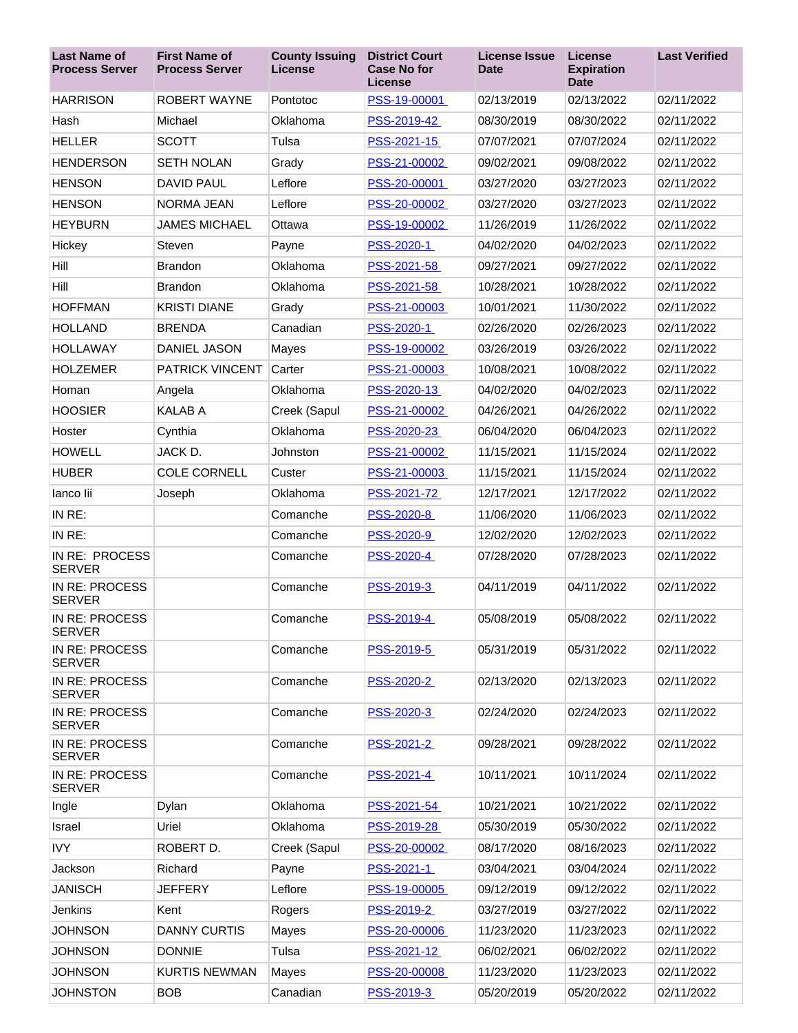| Last Name of Process Server | First Name of Process Server | County Issuing License | District Court Case No for License | License Issue Date | License Expiration Date | Last Verified |
|---|---|---|---|---|---|---|
| HARRISON | ROBERT WAYNE | Pontotoc | PSS-19-00001 | 02/13/2019 | 02/13/2022 | 02/11/2022 |
| Hash | Michael | Oklahoma | PSS-2019-42 | 08/30/2019 | 08/30/2022 | 02/11/2022 |
| HELLER | SCOTT | Tulsa | PSS-2021-15 | 07/07/2021 | 07/07/2024 | 02/11/2022 |
| HENDERSON | SETH NOLAN | Grady | PSS-21-00002 | 09/02/2021 | 09/08/2022 | 02/11/2022 |
| HENSON | DAVID PAUL | Leflore | PSS-20-00001 | 03/27/2020 | 03/27/2023 | 02/11/2022 |
| HENSON | NORMA JEAN | Leflore | PSS-20-00002 | 03/27/2020 | 03/27/2023 | 02/11/2022 |
| HEYBURN | JAMES MICHAEL | Ottawa | PSS-19-00002 | 11/26/2019 | 11/26/2022 | 02/11/2022 |
| Hickey | Steven | Payne | PSS-2020-1 | 04/02/2020 | 04/02/2023 | 02/11/2022 |
| Hill | Brandon | Oklahoma | PSS-2021-58 | 09/27/2021 | 09/27/2022 | 02/11/2022 |
| Hill | Brandon | Oklahoma | PSS-2021-58 | 10/28/2021 | 10/28/2022 | 02/11/2022 |
| HOFFMAN | KRISTI DIANE | Grady | PSS-21-00003 | 10/01/2021 | 11/30/2022 | 02/11/2022 |
| HOLLAND | BRENDA | Canadian | PSS-2020-1 | 02/26/2020 | 02/26/2023 | 02/11/2022 |
| HOLLAWAY | DANIEL JASON | Mayes | PSS-19-00002 | 03/26/2019 | 03/26/2022 | 02/11/2022 |
| HOLZEMER | PATRICK VINCENT | Carter | PSS-21-00003 | 10/08/2021 | 10/08/2022 | 02/11/2022 |
| Homan | Angela | Oklahoma | PSS-2020-13 | 04/02/2020 | 04/02/2023 | 02/11/2022 |
| HOOSIER | KALAB A | Creek (Sapul | PSS-21-00002 | 04/26/2021 | 04/26/2022 | 02/11/2022 |
| Hoster | Cynthia | Oklahoma | PSS-2020-23 | 06/04/2020 | 06/04/2023 | 02/11/2022 |
| HOWELL | JACK D. | Johnston | PSS-21-00002 | 11/15/2021 | 11/15/2024 | 02/11/2022 |
| HUBER | COLE CORNELL | Custer | PSS-21-00003 | 11/15/2021 | 11/15/2024 | 02/11/2022 |
| Ianco Iii | Joseph | Oklahoma | PSS-2021-72 | 12/17/2021 | 12/17/2022 | 02/11/2022 |
| IN RE: | | Comanche | PSS-2020-8 | 11/06/2020 | 11/06/2023 | 02/11/2022 |
| IN RE: | | Comanche | PSS-2020-9 | 12/02/2020 | 12/02/2023 | 02/11/2022 |
| IN RE: PROCESS SERVER | | Comanche | PSS-2020-4 | 07/28/2020 | 07/28/2023 | 02/11/2022 |
| IN RE: PROCESS SERVER | | Comanche | PSS-2019-3 | 04/11/2019 | 04/11/2022 | 02/11/2022 |
| IN RE: PROCESS SERVER | | Comanche | PSS-2019-4 | 05/08/2019 | 05/08/2022 | 02/11/2022 |
| IN RE: PROCESS SERVER | | Comanche | PSS-2019-5 | 05/31/2019 | 05/31/2022 | 02/11/2022 |
| IN RE: PROCESS SERVER | | Comanche | PSS-2020-2 | 02/13/2020 | 02/13/2023 | 02/11/2022 |
| IN RE: PROCESS SERVER | | Comanche | PSS-2020-3 | 02/24/2020 | 02/24/2023 | 02/11/2022 |
| IN RE: PROCESS SERVER | | Comanche | PSS-2021-2 | 09/28/2021 | 09/28/2022 | 02/11/2022 |
| IN RE: PROCESS SERVER | | Comanche | PSS-2021-4 | 10/11/2021 | 10/11/2024 | 02/11/2022 |
| Ingle | Dylan | Oklahoma | PSS-2021-54 | 10/21/2021 | 10/21/2022 | 02/11/2022 |
| Israel | Uriel | Oklahoma | PSS-2019-28 | 05/30/2019 | 05/30/2022 | 02/11/2022 |
| IVY | ROBERT D. | Creek (Sapul | PSS-20-00002 | 08/17/2020 | 08/16/2023 | 02/11/2022 |
| Jackson | Richard | Payne | PSS-2021-1 | 03/04/2021 | 03/04/2024 | 02/11/2022 |
| JANISCH | JEFFERY | Leflore | PSS-19-00005 | 09/12/2019 | 09/12/2022 | 02/11/2022 |
| Jenkins | Kent | Rogers | PSS-2019-2 | 03/27/2019 | 03/27/2022 | 02/11/2022 |
| JOHNSON | DANNY CURTIS | Mayes | PSS-20-00006 | 11/23/2020 | 11/23/2023 | 02/11/2022 |
| JOHNSON | DONNIE | Tulsa | PSS-2021-12 | 06/02/2021 | 06/02/2024 | 02/11/2022 |
| JOHNSON | KURTIS NEWMAN | Mayes | PSS-20-00008 | 11/23/2020 | 11/23/2023 | 02/11/2022 |
| JOHNSTON | BOB | Canadian | PSS-2019-3 | 05/20/2019 | 05/20/2022 | 02/11/2022 |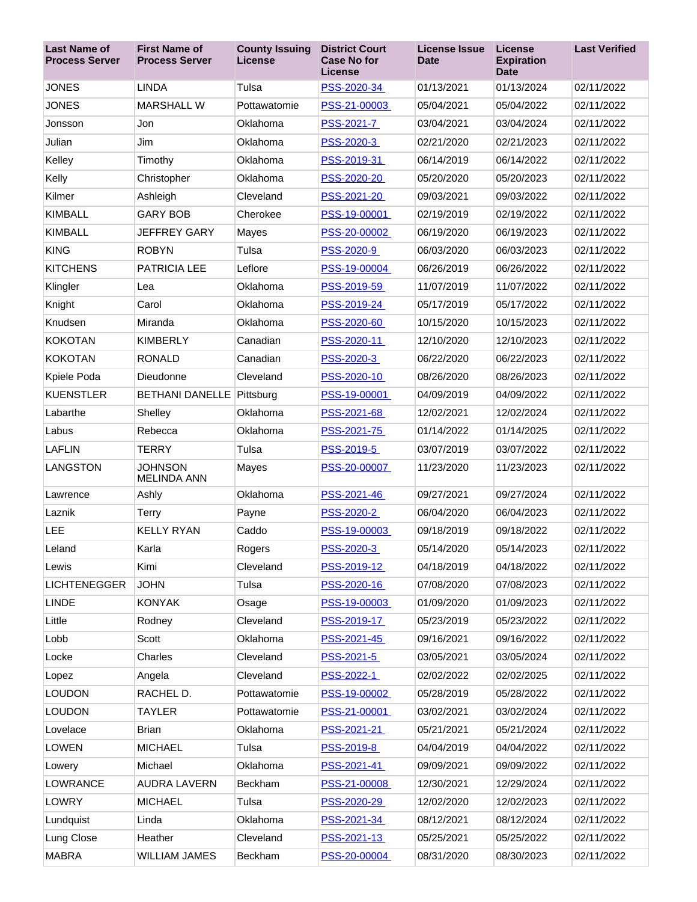| Last Name of Process Server | First Name of Process Server | County Issuing License | District Court Case No for License | License Issue Date | License Expiration Date | Last Verified |
|---|---|---|---|---|---|---|
| JONES | LINDA | Tulsa | PSS-2020-34 | 01/13/2021 | 01/13/2024 | 02/11/2022 |
| JONES | MARSHALL W | Pottawatomie | PSS-21-00003 | 05/04/2021 | 05/04/2022 | 02/11/2022 |
| Jonsson | Jon | Oklahoma | PSS-2021-7 | 03/04/2021 | 03/04/2024 | 02/11/2022 |
| Julian | Jim | Oklahoma | PSS-2020-3 | 02/21/2020 | 02/21/2023 | 02/11/2022 |
| Kelley | Timothy | Oklahoma | PSS-2019-31 | 06/14/2019 | 06/14/2022 | 02/11/2022 |
| Kelly | Christopher | Oklahoma | PSS-2020-20 | 05/20/2020 | 05/20/2023 | 02/11/2022 |
| Kilmer | Ashleigh | Cleveland | PSS-2021-20 | 09/03/2021 | 09/03/2022 | 02/11/2022 |
| KIMBALL | GARY BOB | Cherokee | PSS-19-00001 | 02/19/2019 | 02/19/2022 | 02/11/2022 |
| KIMBALL | JEFFREY GARY | Mayes | PSS-20-00002 | 06/19/2020 | 06/19/2023 | 02/11/2022 |
| KING | ROBYN | Tulsa | PSS-2020-9 | 06/03/2020 | 06/03/2023 | 02/11/2022 |
| KITCHENS | PATRICIA LEE | Leflore | PSS-19-00004 | 06/26/2019 | 06/26/2022 | 02/11/2022 |
| Klingler | Lea | Oklahoma | PSS-2019-59 | 11/07/2019 | 11/07/2022 | 02/11/2022 |
| Knight | Carol | Oklahoma | PSS-2019-24 | 05/17/2019 | 05/17/2022 | 02/11/2022 |
| Knudsen | Miranda | Oklahoma | PSS-2020-60 | 10/15/2020 | 10/15/2023 | 02/11/2022 |
| KOKOTAN | KIMBERLY | Canadian | PSS-2020-11 | 12/10/2020 | 12/10/2023 | 02/11/2022 |
| KOKOTAN | RONALD | Canadian | PSS-2020-3 | 06/22/2020 | 06/22/2023 | 02/11/2022 |
| Kpiele Poda | Dieudonne | Cleveland | PSS-2020-10 | 08/26/2020 | 08/26/2023 | 02/11/2022 |
| KUENSTLER | BETHANI DANELLE | Pittsburg | PSS-19-00001 | 04/09/2019 | 04/09/2022 | 02/11/2022 |
| Labarthe | Shelley | Oklahoma | PSS-2021-68 | 12/02/2021 | 12/02/2024 | 02/11/2022 |
| Labus | Rebecca | Oklahoma | PSS-2021-75 | 01/14/2022 | 01/14/2025 | 02/11/2022 |
| LAFLIN | TERRY | Tulsa | PSS-2019-5 | 03/07/2019 | 03/07/2022 | 02/11/2022 |
| LANGSTON | JOHNSON MELINDA ANN | Mayes | PSS-20-00007 | 11/23/2020 | 11/23/2023 | 02/11/2022 |
| Lawrence | Ashly | Oklahoma | PSS-2021-46 | 09/27/2021 | 09/27/2024 | 02/11/2022 |
| Laznik | Terry | Payne | PSS-2020-2 | 06/04/2020 | 06/04/2023 | 02/11/2022 |
| LEE | KELLY RYAN | Caddo | PSS-19-00003 | 09/18/2019 | 09/18/2022 | 02/11/2022 |
| Leland | Karla | Rogers | PSS-2020-3 | 05/14/2020 | 05/14/2023 | 02/11/2022 |
| Lewis | Kimi | Cleveland | PSS-2019-12 | 04/18/2019 | 04/18/2022 | 02/11/2022 |
| LICHTENEGGER | JOHN | Tulsa | PSS-2020-16 | 07/08/2020 | 07/08/2023 | 02/11/2022 |
| LINDE | KONYAK | Osage | PSS-19-00003 | 01/09/2020 | 01/09/2023 | 02/11/2022 |
| Little | Rodney | Cleveland | PSS-2019-17 | 05/23/2019 | 05/23/2022 | 02/11/2022 |
| Lobb | Scott | Oklahoma | PSS-2021-45 | 09/16/2021 | 09/16/2022 | 02/11/2022 |
| Locke | Charles | Cleveland | PSS-2021-5 | 03/05/2021 | 03/05/2024 | 02/11/2022 |
| Lopez | Angela | Cleveland | PSS-2022-1 | 02/02/2022 | 02/02/2025 | 02/11/2022 |
| LOUDON | RACHEL D. | Pottawatomie | PSS-19-00002 | 05/28/2019 | 05/28/2022 | 02/11/2022 |
| LOUDON | TAYLER | Pottawatomie | PSS-21-00001 | 03/02/2021 | 03/02/2024 | 02/11/2022 |
| Lovelace | Brian | Oklahoma | PSS-2021-21 | 05/21/2021 | 05/21/2024 | 02/11/2022 |
| LOWEN | MICHAEL | Tulsa | PSS-2019-8 | 04/04/2019 | 04/04/2022 | 02/11/2022 |
| Lowery | Michael | Oklahoma | PSS-2021-41 | 09/09/2021 | 09/09/2022 | 02/11/2022 |
| LOWRANCE | AUDRA LAVERN | Beckham | PSS-21-00008 | 12/30/2021 | 12/29/2024 | 02/11/2022 |
| LOWRY | MICHAEL | Tulsa | PSS-2020-29 | 12/02/2020 | 12/02/2023 | 02/11/2022 |
| Lundquist | Linda | Oklahoma | PSS-2021-34 | 08/12/2021 | 08/12/2024 | 02/11/2022 |
| Lung Close | Heather | Cleveland | PSS-2021-13 | 05/25/2021 | 05/25/2022 | 02/11/2022 |
| MABRA | WILLIAM JAMES | Beckham | PSS-20-00004 | 08/31/2020 | 08/30/2023 | 02/11/2022 |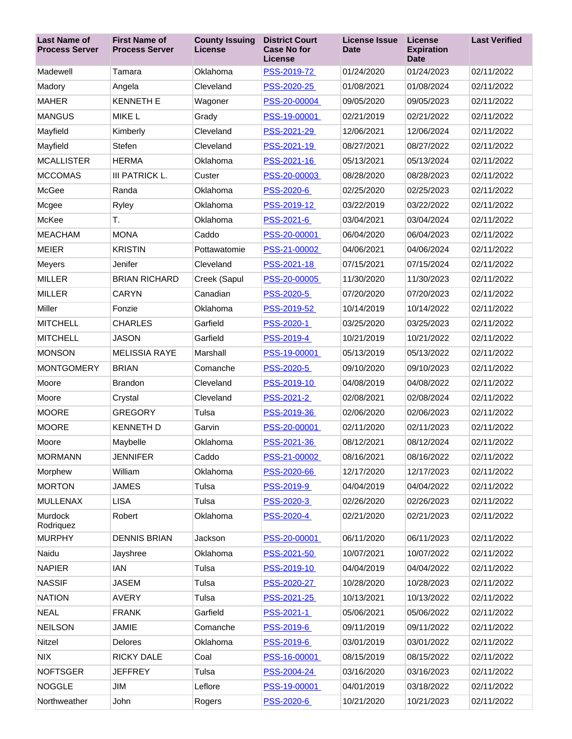| Last Name of Process Server | First Name of Process Server | County Issuing License | District Court Case No for License | License Issue Date | License Expiration Date | Last Verified |
|---|---|---|---|---|---|---|
| Madewell | Tamara | Oklahoma | PSS-2019-72 | 01/24/2020 | 01/24/2023 | 02/11/2022 |
| Madory | Angela | Cleveland | PSS-2020-25 | 01/08/2021 | 01/08/2024 | 02/11/2022 |
| MAHER | KENNETH E | Wagoner | PSS-20-00004 | 09/05/2020 | 09/05/2023 | 02/11/2022 |
| MANGUS | MIKE L | Grady | PSS-19-00001 | 02/21/2019 | 02/21/2022 | 02/11/2022 |
| Mayfield | Kimberly | Cleveland | PSS-2021-29 | 12/06/2021 | 12/06/2024 | 02/11/2022 |
| Mayfield | Stefen | Cleveland | PSS-2021-19 | 08/27/2021 | 08/27/2022 | 02/11/2022 |
| MCALLISTER | HERMA | Oklahoma | PSS-2021-16 | 05/13/2021 | 05/13/2024 | 02/11/2022 |
| MCCOMAS | III PATRICK L. | Custer | PSS-20-00003 | 08/28/2020 | 08/28/2023 | 02/11/2022 |
| McGee | Randa | Oklahoma | PSS-2020-6 | 02/25/2020 | 02/25/2023 | 02/11/2022 |
| Mcgee | Ryley | Oklahoma | PSS-2019-12 | 03/22/2019 | 03/22/2022 | 02/11/2022 |
| McKee | T. | Oklahoma | PSS-2021-6 | 03/04/2021 | 03/04/2024 | 02/11/2022 |
| MEACHAM | MONA | Caddo | PSS-20-00001 | 06/04/2020 | 06/04/2023 | 02/11/2022 |
| MEIER | KRISTIN | Pottawatomie | PSS-21-00002 | 04/06/2021 | 04/06/2024 | 02/11/2022 |
| Meyers | Jenifer | Cleveland | PSS-2021-18 | 07/15/2021 | 07/15/2024 | 02/11/2022 |
| MILLER | BRIAN RICHARD | Creek (Sapul | PSS-20-00005 | 11/30/2020 | 11/30/2023 | 02/11/2022 |
| MILLER | CARYN | Canadian | PSS-2020-5 | 07/20/2020 | 07/20/2023 | 02/11/2022 |
| Miller | Fonzie | Oklahoma | PSS-2019-52 | 10/14/2019 | 10/14/2022 | 02/11/2022 |
| MITCHELL | CHARLES | Garfield | PSS-2020-1 | 03/25/2020 | 03/25/2023 | 02/11/2022 |
| MITCHELL | JASON | Garfield | PSS-2019-4 | 10/21/2019 | 10/21/2022 | 02/11/2022 |
| MONSON | MELISSIA RAYE | Marshall | PSS-19-00001 | 05/13/2019 | 05/13/2022 | 02/11/2022 |
| MONTGOMERY | BRIAN | Comanche | PSS-2020-5 | 09/10/2020 | 09/10/2023 | 02/11/2022 |
| Moore | Brandon | Cleveland | PSS-2019-10 | 04/08/2019 | 04/08/2022 | 02/11/2022 |
| Moore | Crystal | Cleveland | PSS-2021-2 | 02/08/2021 | 02/08/2024 | 02/11/2022 |
| MOORE | GREGORY | Tulsa | PSS-2019-36 | 02/06/2020 | 02/06/2023 | 02/11/2022 |
| MOORE | KENNETH D | Garvin | PSS-20-00001 | 02/11/2020 | 02/11/2023 | 02/11/2022 |
| Moore | Maybelle | Oklahoma | PSS-2021-36 | 08/12/2021 | 08/12/2024 | 02/11/2022 |
| MORMANN | JENNIFER | Caddo | PSS-21-00002 | 08/16/2021 | 08/16/2022 | 02/11/2022 |
| Morphew | William | Oklahoma | PSS-2020-66 | 12/17/2020 | 12/17/2023 | 02/11/2022 |
| MORTON | JAMES | Tulsa | PSS-2019-9 | 04/04/2019 | 04/04/2022 | 02/11/2022 |
| MULLENAX | LISA | Tulsa | PSS-2020-3 | 02/26/2020 | 02/26/2023 | 02/11/2022 |
| Murdock Rodriquez | Robert | Oklahoma | PSS-2020-4 | 02/21/2020 | 02/21/2023 | 02/11/2022 |
| MURPHY | DENNIS BRIAN | Jackson | PSS-20-00001 | 06/11/2020 | 06/11/2023 | 02/11/2022 |
| Naidu | Jayshree | Oklahoma | PSS-2021-50 | 10/07/2021 | 10/07/2022 | 02/11/2022 |
| NAPIER | IAN | Tulsa | PSS-2019-10 | 04/04/2019 | 04/04/2022 | 02/11/2022 |
| NASSIF | JASEM | Tulsa | PSS-2020-27 | 10/28/2020 | 10/28/2023 | 02/11/2022 |
| NATION | AVERY | Tulsa | PSS-2021-25 | 10/13/2021 | 10/13/2022 | 02/11/2022 |
| NEAL | FRANK | Garfield | PSS-2021-1 | 05/06/2021 | 05/06/2022 | 02/11/2022 |
| NEILSON | JAMIE | Comanche | PSS-2019-6 | 09/11/2019 | 09/11/2022 | 02/11/2022 |
| Nitzel | Delores | Oklahoma | PSS-2019-6 | 03/01/2019 | 03/01/2022 | 02/11/2022 |
| NIX | RICKY DALE | Coal | PSS-16-00001 | 08/15/2019 | 08/15/2022 | 02/11/2022 |
| NOFTSGER | JEFFREY | Tulsa | PSS-2004-24 | 03/16/2020 | 03/16/2023 | 02/11/2022 |
| NOGGLE | JIM | Leflore | PSS-19-00001 | 04/01/2019 | 03/18/2022 | 02/11/2022 |
| Northweather | John | Rogers | PSS-2020-6 | 10/21/2020 | 10/21/2023 | 02/11/2022 |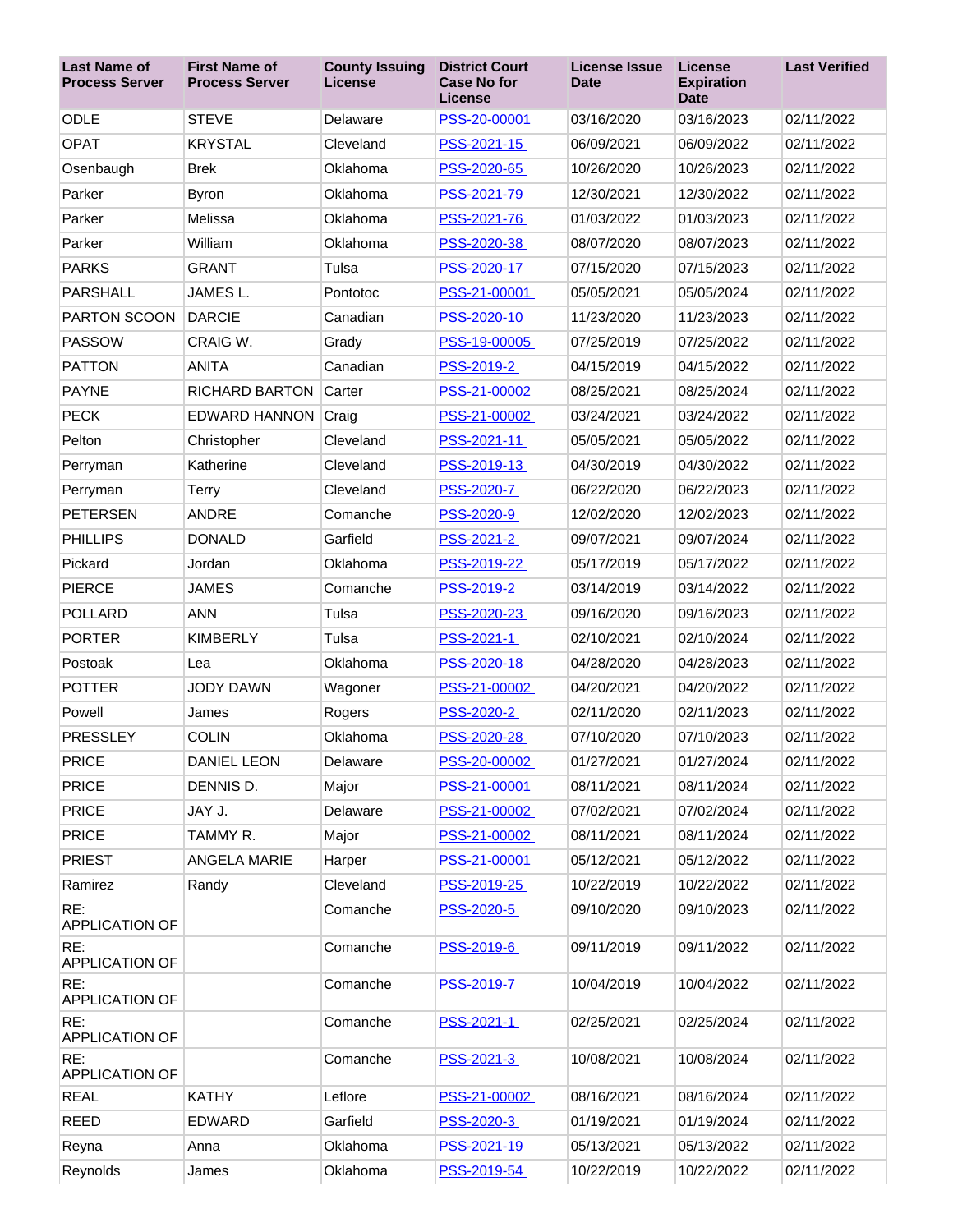| Last Name of Process Server | First Name of Process Server | County Issuing License | District Court Case No for License | License Issue Date | License Expiration Date | Last Verified |
|---|---|---|---|---|---|---|
| ODLE | STEVE | Delaware | PSS-20-00001 | 03/16/2020 | 03/16/2023 | 02/11/2022 |
| OPAT | KRYSTAL | Cleveland | PSS-2021-15 | 06/09/2021 | 06/09/2022 | 02/11/2022 |
| Osenbaugh | Brek | Oklahoma | PSS-2020-65 | 10/26/2020 | 10/26/2023 | 02/11/2022 |
| Parker | Byron | Oklahoma | PSS-2021-79 | 12/30/2021 | 12/30/2022 | 02/11/2022 |
| Parker | Melissa | Oklahoma | PSS-2021-76 | 01/03/2022 | 01/03/2023 | 02/11/2022 |
| Parker | William | Oklahoma | PSS-2020-38 | 08/07/2020 | 08/07/2023 | 02/11/2022 |
| PARKS | GRANT | Tulsa | PSS-2020-17 | 07/15/2020 | 07/15/2023 | 02/11/2022 |
| PARSHALL | JAMES L. | Pontotoc | PSS-21-00001 | 05/05/2021 | 05/05/2024 | 02/11/2022 |
| PARTON SCOON | DARCIE | Canadian | PSS-2020-10 | 11/23/2020 | 11/23/2023 | 02/11/2022 |
| PASSOW | CRAIG W. | Grady | PSS-19-00005 | 07/25/2019 | 07/25/2022 | 02/11/2022 |
| PATTON | ANITA | Canadian | PSS-2019-2 | 04/15/2019 | 04/15/2022 | 02/11/2022 |
| PAYNE | RICHARD BARTON | Carter | PSS-21-00002 | 08/25/2021 | 08/25/2024 | 02/11/2022 |
| PECK | EDWARD HANNON | Craig | PSS-21-00002 | 03/24/2021 | 03/24/2022 | 02/11/2022 |
| Pelton | Christopher | Cleveland | PSS-2021-11 | 05/05/2021 | 05/05/2022 | 02/11/2022 |
| Perryman | Katherine | Cleveland | PSS-2019-13 | 04/30/2019 | 04/30/2022 | 02/11/2022 |
| Perryman | Terry | Cleveland | PSS-2020-7 | 06/22/2020 | 06/22/2023 | 02/11/2022 |
| PETERSEN | ANDRE | Comanche | PSS-2020-9 | 12/02/2020 | 12/02/2023 | 02/11/2022 |
| PHILLIPS | DONALD | Garfield | PSS-2021-2 | 09/07/2021 | 09/07/2024 | 02/11/2022 |
| Pickard | Jordan | Oklahoma | PSS-2019-22 | 05/17/2019 | 05/17/2022 | 02/11/2022 |
| PIERCE | JAMES | Comanche | PSS-2019-2 | 03/14/2019 | 03/14/2022 | 02/11/2022 |
| POLLARD | ANN | Tulsa | PSS-2020-23 | 09/16/2020 | 09/16/2023 | 02/11/2022 |
| PORTER | KIMBERLY | Tulsa | PSS-2021-1 | 02/10/2021 | 02/10/2024 | 02/11/2022 |
| Postoak | Lea | Oklahoma | PSS-2020-18 | 04/28/2020 | 04/28/2023 | 02/11/2022 |
| POTTER | JODY DAWN | Wagoner | PSS-21-00002 | 04/20/2021 | 04/20/2022 | 02/11/2022 |
| Powell | James | Rogers | PSS-2020-2 | 02/11/2020 | 02/11/2023 | 02/11/2022 |
| PRESSLEY | COLIN | Oklahoma | PSS-2020-28 | 07/10/2020 | 07/10/2023 | 02/11/2022 |
| PRICE | DANIEL LEON | Delaware | PSS-20-00002 | 01/27/2021 | 01/27/2024 | 02/11/2022 |
| PRICE | DENNIS D. | Major | PSS-21-00001 | 08/11/2021 | 08/11/2024 | 02/11/2022 |
| PRICE | JAY J. | Delaware | PSS-21-00002 | 07/02/2021 | 07/02/2024 | 02/11/2022 |
| PRICE | TAMMY R. | Major | PSS-21-00002 | 08/11/2021 | 08/11/2024 | 02/11/2022 |
| PRIEST | ANGELA MARIE | Harper | PSS-21-00001 | 05/12/2021 | 05/12/2022 | 02/11/2022 |
| Ramirez | Randy | Cleveland | PSS-2019-25 | 10/22/2019 | 10/22/2022 | 02/11/2022 |
| RE: APPLICATION OF | | Comanche | PSS-2020-5 | 09/10/2020 | 09/10/2023 | 02/11/2022 |
| RE: APPLICATION OF | | Comanche | PSS-2019-6 | 09/11/2019 | 09/11/2022 | 02/11/2022 |
| RE: APPLICATION OF | | Comanche | PSS-2019-7 | 10/04/2019 | 10/04/2022 | 02/11/2022 |
| RE: APPLICATION OF | | Comanche | PSS-2021-1 | 02/25/2021 | 02/25/2024 | 02/11/2022 |
| RE: APPLICATION OF | | Comanche | PSS-2021-3 | 10/08/2021 | 10/08/2024 | 02/11/2022 |
| REAL | KATHY | Leflore | PSS-21-00002 | 08/16/2021 | 08/16/2024 | 02/11/2022 |
| REED | EDWARD | Garfield | PSS-2020-3 | 01/19/2021 | 01/19/2024 | 02/11/2022 |
| Reyna | Anna | Oklahoma | PSS-2021-19 | 05/13/2021 | 05/13/2022 | 02/11/2022 |
| Reynolds | James | Oklahoma | PSS-2019-54 | 10/22/2019 | 10/22/2022 | 02/11/2022 |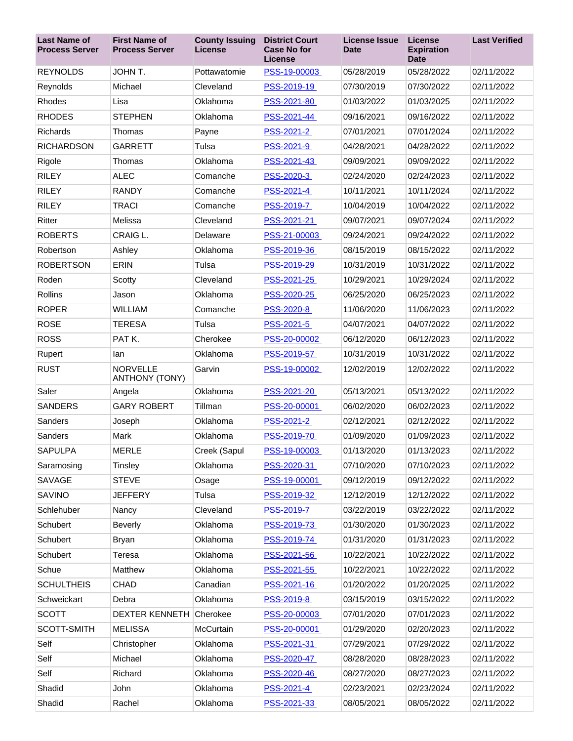| Last Name of Process Server | First Name of Process Server | County Issuing License | District Court Case No for License | License Issue Date | License Expiration Date | Last Verified |
|---|---|---|---|---|---|---|
| REYNOLDS | JOHN T. | Pottawatomie | PSS-19-00003 | 05/28/2019 | 05/28/2022 | 02/11/2022 |
| Reynolds | Michael | Cleveland | PSS-2019-19 | 07/30/2019 | 07/30/2022 | 02/11/2022 |
| Rhodes | Lisa | Oklahoma | PSS-2021-80 | 01/03/2022 | 01/03/2025 | 02/11/2022 |
| RHODES | STEPHEN | Oklahoma | PSS-2021-44 | 09/16/2021 | 09/16/2022 | 02/11/2022 |
| Richards | Thomas | Payne | PSS-2021-2 | 07/01/2021 | 07/01/2024 | 02/11/2022 |
| RICHARDSON | GARRETT | Tulsa | PSS-2021-9 | 04/28/2021 | 04/28/2022 | 02/11/2022 |
| Rigole | Thomas | Oklahoma | PSS-2021-43 | 09/09/2021 | 09/09/2022 | 02/11/2022 |
| RILEY | ALEC | Comanche | PSS-2020-3 | 02/24/2020 | 02/24/2023 | 02/11/2022 |
| RILEY | RANDY | Comanche | PSS-2021-4 | 10/11/2021 | 10/11/2024 | 02/11/2022 |
| RILEY | TRACI | Comanche | PSS-2019-7 | 10/04/2019 | 10/04/2022 | 02/11/2022 |
| Ritter | Melissa | Cleveland | PSS-2021-21 | 09/07/2021 | 09/07/2024 | 02/11/2022 |
| ROBERTS | CRAIG L. | Delaware | PSS-21-00003 | 09/24/2021 | 09/24/2022 | 02/11/2022 |
| Robertson | Ashley | Oklahoma | PSS-2019-36 | 08/15/2019 | 08/15/2022 | 02/11/2022 |
| ROBERTSON | ERIN | Tulsa | PSS-2019-29 | 10/31/2019 | 10/31/2022 | 02/11/2022 |
| Roden | Scotty | Cleveland | PSS-2021-25 | 10/29/2021 | 10/29/2024 | 02/11/2022 |
| Rollins | Jason | Oklahoma | PSS-2020-25 | 06/25/2020 | 06/25/2023 | 02/11/2022 |
| ROPER | WILLIAM | Comanche | PSS-2020-8 | 11/06/2020 | 11/06/2023 | 02/11/2022 |
| ROSE | TERESA | Tulsa | PSS-2021-5 | 04/07/2021 | 04/07/2022 | 02/11/2022 |
| ROSS | PAT K. | Cherokee | PSS-20-00002 | 06/12/2020 | 06/12/2023 | 02/11/2022 |
| Rupert | Ian | Oklahoma | PSS-2019-57 | 10/31/2019 | 10/31/2022 | 02/11/2022 |
| RUST | NORVELLE ANTHONY (TONY) | Garvin | PSS-19-00002 | 12/02/2019 | 12/02/2022 | 02/11/2022 |
| Saler | Angela | Oklahoma | PSS-2021-20 | 05/13/2021 | 05/13/2022 | 02/11/2022 |
| SANDERS | GARY ROBERT | Tillman | PSS-20-00001 | 06/02/2020 | 06/02/2023 | 02/11/2022 |
| Sanders | Joseph | Oklahoma | PSS-2021-2 | 02/12/2021 | 02/12/2022 | 02/11/2022 |
| Sanders | Mark | Oklahoma | PSS-2019-70 | 01/09/2020 | 01/09/2023 | 02/11/2022 |
| SAPULPA | MERLE | Creek (Sapul | PSS-19-00003 | 01/13/2020 | 01/13/2023 | 02/11/2022 |
| Saramosing | Tinsley | Oklahoma | PSS-2020-31 | 07/10/2020 | 07/10/2023 | 02/11/2022 |
| SAVAGE | STEVE | Osage | PSS-19-00001 | 09/12/2019 | 09/12/2022 | 02/11/2022 |
| SAVINO | JEFFERY | Tulsa | PSS-2019-32 | 12/12/2019 | 12/12/2022 | 02/11/2022 |
| Schlehuber | Nancy | Cleveland | PSS-2019-7 | 03/22/2019 | 03/22/2022 | 02/11/2022 |
| Schubert | Beverly | Oklahoma | PSS-2019-73 | 01/30/2020 | 01/30/2023 | 02/11/2022 |
| Schubert | Bryan | Oklahoma | PSS-2019-74 | 01/31/2020 | 01/31/2023 | 02/11/2022 |
| Schubert | Teresa | Oklahoma | PSS-2021-56 | 10/22/2021 | 10/22/2022 | 02/11/2022 |
| Schue | Matthew | Oklahoma | PSS-2021-55 | 10/22/2021 | 10/22/2022 | 02/11/2022 |
| SCHULTHEIS | CHAD | Canadian | PSS-2021-16 | 01/20/2022 | 01/20/2025 | 02/11/2022 |
| Schweickart | Debra | Oklahoma | PSS-2019-8 | 03/15/2019 | 03/15/2022 | 02/11/2022 |
| SCOTT | DEXTER KENNETH | Cherokee | PSS-20-00003 | 07/01/2020 | 07/01/2023 | 02/11/2022 |
| SCOTT-SMITH | MELISSA | McCurtain | PSS-20-00001 | 01/29/2020 | 02/20/2023 | 02/11/2022 |
| Self | Christopher | Oklahoma | PSS-2021-31 | 07/29/2021 | 07/29/2022 | 02/11/2022 |
| Self | Michael | Oklahoma | PSS-2020-47 | 08/28/2020 | 08/28/2023 | 02/11/2022 |
| Self | Richard | Oklahoma | PSS-2020-46 | 08/27/2020 | 08/27/2023 | 02/11/2022 |
| Shadid | John | Oklahoma | PSS-2021-4 | 02/23/2021 | 02/23/2024 | 02/11/2022 |
| Shadid | Rachel | Oklahoma | PSS-2021-33 | 08/05/2021 | 08/05/2022 | 02/11/2022 |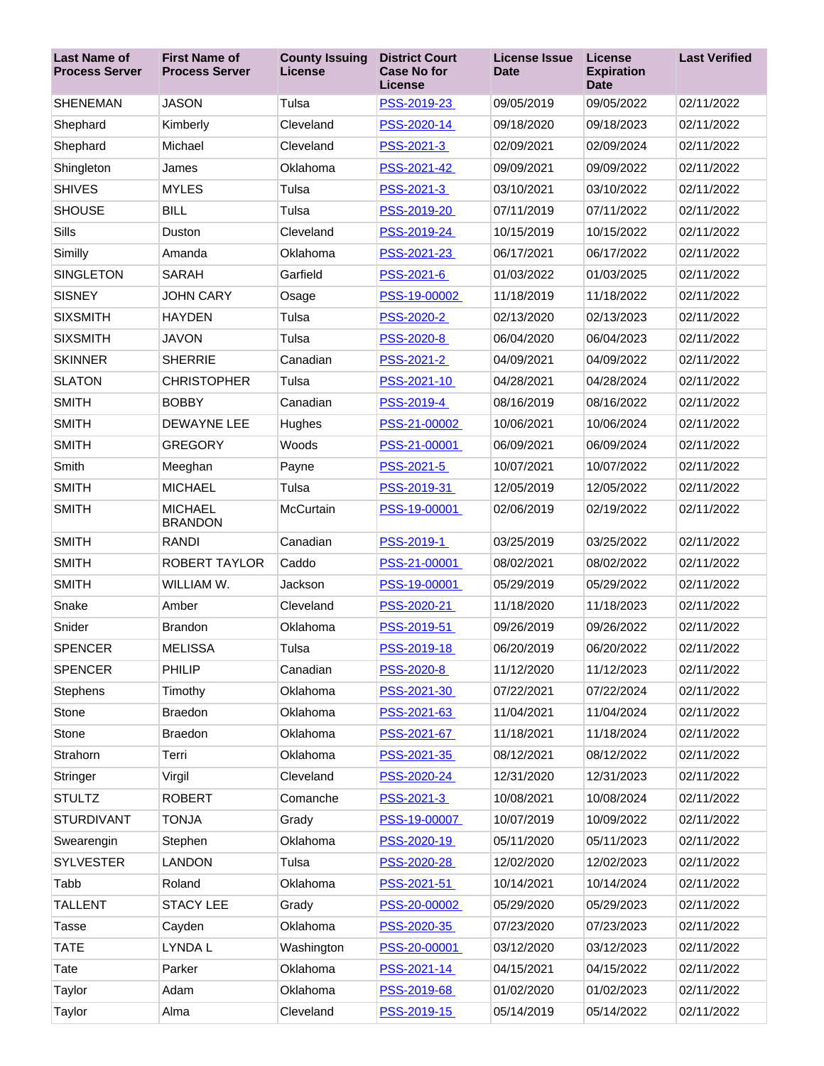| Last Name of Process Server | First Name of Process Server | County Issuing License | District Court Case No for License | License Issue Date | License Expiration Date | Last Verified |
|---|---|---|---|---|---|---|
| SHENEMAN | JASON | Tulsa | PSS-2019-23 | 09/05/2019 | 09/05/2022 | 02/11/2022 |
| Shephard | Kimberly | Cleveland | PSS-2020-14 | 09/18/2020 | 09/18/2023 | 02/11/2022 |
| Shephard | Michael | Cleveland | PSS-2021-3 | 02/09/2021 | 02/09/2024 | 02/11/2022 |
| Shingleton | James | Oklahoma | PSS-2021-42 | 09/09/2021 | 09/09/2022 | 02/11/2022 |
| SHIVES | MYLES | Tulsa | PSS-2021-3 | 03/10/2021 | 03/10/2022 | 02/11/2022 |
| SHOUSE | BILL | Tulsa | PSS-2019-20 | 07/11/2019 | 07/11/2022 | 02/11/2022 |
| Sills | Duston | Cleveland | PSS-2019-24 | 10/15/2019 | 10/15/2022 | 02/11/2022 |
| Similly | Amanda | Oklahoma | PSS-2021-23 | 06/17/2021 | 06/17/2022 | 02/11/2022 |
| SINGLETON | SARAH | Garfield | PSS-2021-6 | 01/03/2022 | 01/03/2025 | 02/11/2022 |
| SISNEY | JOHN CARY | Osage | PSS-19-00002 | 11/18/2019 | 11/18/2022 | 02/11/2022 |
| SIXSMITH | HAYDEN | Tulsa | PSS-2020-2 | 02/13/2020 | 02/13/2023 | 02/11/2022 |
| SIXSMITH | JAVON | Tulsa | PSS-2020-8 | 06/04/2020 | 06/04/2023 | 02/11/2022 |
| SKINNER | SHERRIE | Canadian | PSS-2021-2 | 04/09/2021 | 04/09/2022 | 02/11/2022 |
| SLATON | CHRISTOPHER | Tulsa | PSS-2021-10 | 04/28/2021 | 04/28/2024 | 02/11/2022 |
| SMITH | BOBBY | Canadian | PSS-2019-4 | 08/16/2019 | 08/16/2022 | 02/11/2022 |
| SMITH | DEWAYNE LEE | Hughes | PSS-21-00002 | 10/06/2021 | 10/06/2024 | 02/11/2022 |
| SMITH | GREGORY | Woods | PSS-21-00001 | 06/09/2021 | 06/09/2024 | 02/11/2022 |
| Smith | Meeghan | Payne | PSS-2021-5 | 10/07/2021 | 10/07/2022 | 02/11/2022 |
| SMITH | MICHAEL | Tulsa | PSS-2019-31 | 12/05/2019 | 12/05/2022 | 02/11/2022 |
| SMITH | MICHAEL BRANDON | McCurtain | PSS-19-00001 | 02/06/2019 | 02/19/2022 | 02/11/2022 |
| SMITH | RANDI | Canadian | PSS-2019-1 | 03/25/2019 | 03/25/2022 | 02/11/2022 |
| SMITH | ROBERT TAYLOR | Caddo | PSS-21-00001 | 08/02/2021 | 08/02/2022 | 02/11/2022 |
| SMITH | WILLIAM W. | Jackson | PSS-19-00001 | 05/29/2019 | 05/29/2022 | 02/11/2022 |
| Snake | Amber | Cleveland | PSS-2020-21 | 11/18/2020 | 11/18/2023 | 02/11/2022 |
| Snider | Brandon | Oklahoma | PSS-2019-51 | 09/26/2019 | 09/26/2022 | 02/11/2022 |
| SPENCER | MELISSA | Tulsa | PSS-2019-18 | 06/20/2019 | 06/20/2022 | 02/11/2022 |
| SPENCER | PHILIP | Canadian | PSS-2020-8 | 11/12/2020 | 11/12/2023 | 02/11/2022 |
| Stephens | Timothy | Oklahoma | PSS-2021-30 | 07/22/2021 | 07/22/2024 | 02/11/2022 |
| Stone | Braedon | Oklahoma | PSS-2021-63 | 11/04/2021 | 11/04/2024 | 02/11/2022 |
| Stone | Braedon | Oklahoma | PSS-2021-67 | 11/18/2021 | 11/18/2024 | 02/11/2022 |
| Strahorn | Terri | Oklahoma | PSS-2021-35 | 08/12/2021 | 08/12/2022 | 02/11/2022 |
| Stringer | Virgil | Cleveland | PSS-2020-24 | 12/31/2020 | 12/31/2023 | 02/11/2022 |
| STULTZ | ROBERT | Comanche | PSS-2021-3 | 10/08/2021 | 10/08/2024 | 02/11/2022 |
| STURDIVANT | TONJA | Grady | PSS-19-00007 | 10/07/2019 | 10/09/2022 | 02/11/2022 |
| Swearengin | Stephen | Oklahoma | PSS-2020-19 | 05/11/2020 | 05/11/2023 | 02/11/2022 |
| SYLVESTER | LANDON | Tulsa | PSS-2020-28 | 12/02/2020 | 12/02/2023 | 02/11/2022 |
| Tabb | Roland | Oklahoma | PSS-2021-51 | 10/14/2021 | 10/14/2024 | 02/11/2022 |
| TALLENT | STACY LEE | Grady | PSS-20-00002 | 05/29/2020 | 05/29/2023 | 02/11/2022 |
| Tasse | Cayden | Oklahoma | PSS-2020-35 | 07/23/2020 | 07/23/2023 | 02/11/2022 |
| TATE | LYNDA L | Washington | PSS-20-00001 | 03/12/2020 | 03/12/2023 | 02/11/2022 |
| Tate | Parker | Oklahoma | PSS-2021-14 | 04/15/2021 | 04/15/2022 | 02/11/2022 |
| Taylor | Adam | Oklahoma | PSS-2019-68 | 01/02/2020 | 01/02/2023 | 02/11/2022 |
| Taylor | Alma | Cleveland | PSS-2019-15 | 05/14/2019 | 05/14/2022 | 02/11/2022 |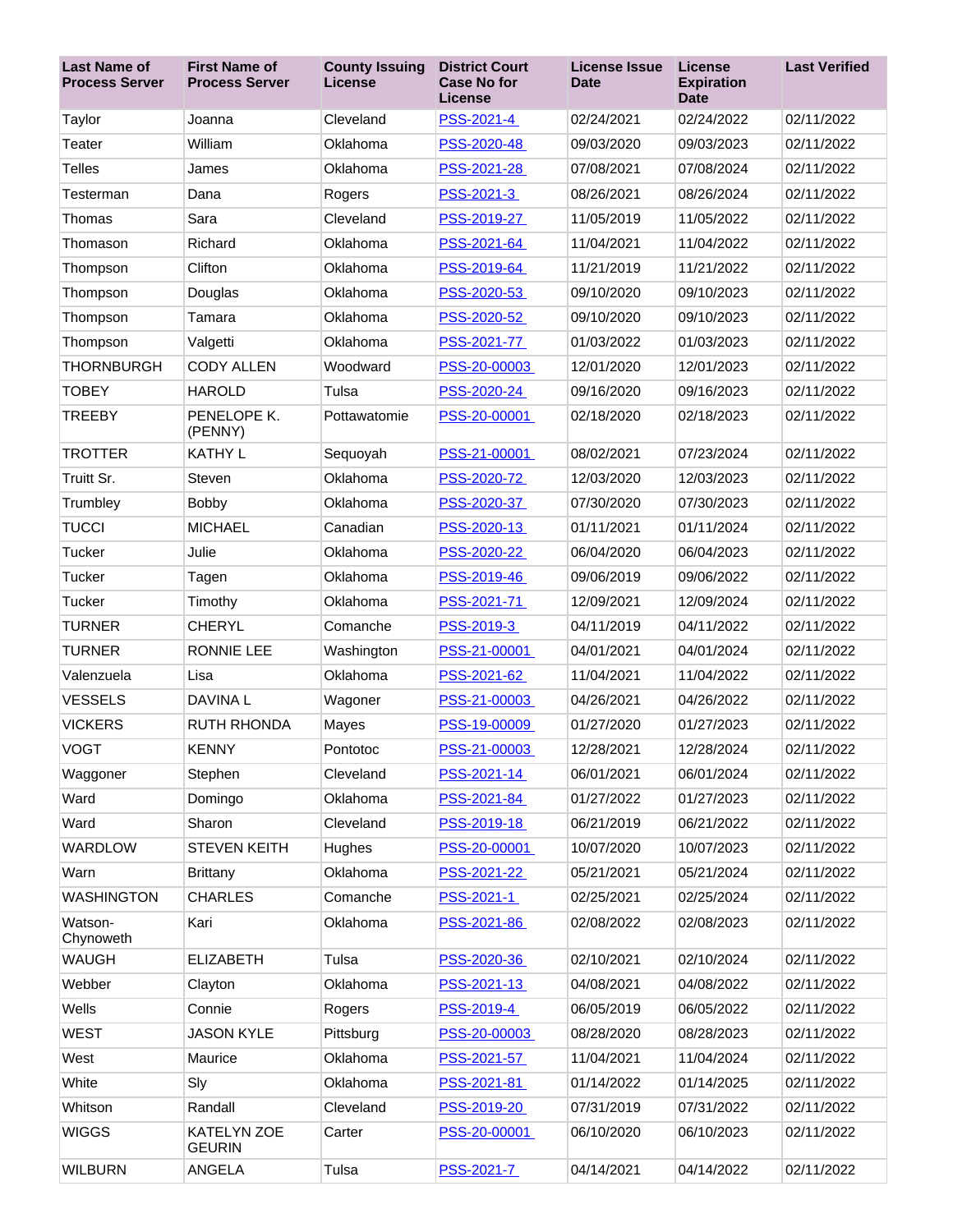| Last Name of Process Server | First Name of Process Server | County Issuing License | District Court Case No for License | License Issue Date | License Expiration Date | Last Verified |
|---|---|---|---|---|---|---|
| Taylor | Joanna | Cleveland | PSS-2021-4 | 02/24/2021 | 02/24/2022 | 02/11/2022 |
| Teater | William | Oklahoma | PSS-2020-48 | 09/03/2020 | 09/03/2023 | 02/11/2022 |
| Telles | James | Oklahoma | PSS-2021-28 | 07/08/2021 | 07/08/2024 | 02/11/2022 |
| Testerman | Dana | Rogers | PSS-2021-3 | 08/26/2021 | 08/26/2024 | 02/11/2022 |
| Thomas | Sara | Cleveland | PSS-2019-27 | 11/05/2019 | 11/05/2022 | 02/11/2022 |
| Thomason | Richard | Oklahoma | PSS-2021-64 | 11/04/2021 | 11/04/2022 | 02/11/2022 |
| Thompson | Clifton | Oklahoma | PSS-2019-64 | 11/21/2019 | 11/21/2022 | 02/11/2022 |
| Thompson | Douglas | Oklahoma | PSS-2020-53 | 09/10/2020 | 09/10/2023 | 02/11/2022 |
| Thompson | Tamara | Oklahoma | PSS-2020-52 | 09/10/2020 | 09/10/2023 | 02/11/2022 |
| Thompson | Valgetti | Oklahoma | PSS-2021-77 | 01/03/2022 | 01/03/2023 | 02/11/2022 |
| THORNBURGH | CODY ALLEN | Woodward | PSS-20-00003 | 12/01/2020 | 12/01/2023 | 02/11/2022 |
| TOBEY | HAROLD | Tulsa | PSS-2020-24 | 09/16/2020 | 09/16/2023 | 02/11/2022 |
| TREEBY | PENELOPE K. (PENNY) | Pottawatomie | PSS-20-00001 | 02/18/2020 | 02/18/2023 | 02/11/2022 |
| TROTTER | KATHY L | Sequoyah | PSS-21-00001 | 08/02/2021 | 07/23/2024 | 02/11/2022 |
| Truitt Sr. | Steven | Oklahoma | PSS-2020-72 | 12/03/2020 | 12/03/2023 | 02/11/2022 |
| Trumbley | Bobby | Oklahoma | PSS-2020-37 | 07/30/2020 | 07/30/2023 | 02/11/2022 |
| TUCCI | MICHAEL | Canadian | PSS-2020-13 | 01/11/2021 | 01/11/2024 | 02/11/2022 |
| Tucker | Julie | Oklahoma | PSS-2020-22 | 06/04/2020 | 06/04/2023 | 02/11/2022 |
| Tucker | Tagen | Oklahoma | PSS-2019-46 | 09/06/2019 | 09/06/2022 | 02/11/2022 |
| Tucker | Timothy | Oklahoma | PSS-2021-71 | 12/09/2021 | 12/09/2024 | 02/11/2022 |
| TURNER | CHERYL | Comanche | PSS-2019-3 | 04/11/2019 | 04/11/2022 | 02/11/2022 |
| TURNER | RONNIE LEE | Washington | PSS-21-00001 | 04/01/2021 | 04/01/2024 | 02/11/2022 |
| Valenzuela | Lisa | Oklahoma | PSS-2021-62 | 11/04/2021 | 11/04/2022 | 02/11/2022 |
| VESSELS | DAVINA L | Wagoner | PSS-21-00003 | 04/26/2021 | 04/26/2022 | 02/11/2022 |
| VICKERS | RUTH RHONDA | Mayes | PSS-19-00009 | 01/27/2020 | 01/27/2023 | 02/11/2022 |
| VOGT | KENNY | Pontotoc | PSS-21-00003 | 12/28/2021 | 12/28/2024 | 02/11/2022 |
| Waggoner | Stephen | Cleveland | PSS-2021-14 | 06/01/2021 | 06/01/2024 | 02/11/2022 |
| Ward | Domingo | Oklahoma | PSS-2021-84 | 01/27/2022 | 01/27/2023 | 02/11/2022 |
| Ward | Sharon | Cleveland | PSS-2019-18 | 06/21/2019 | 06/21/2022 | 02/11/2022 |
| WARDLOW | STEVEN KEITH | Hughes | PSS-20-00001 | 10/07/2020 | 10/07/2023 | 02/11/2022 |
| Warn | Brittany | Oklahoma | PSS-2021-22 | 05/21/2021 | 05/21/2024 | 02/11/2022 |
| WASHINGTON | CHARLES | Comanche | PSS-2021-1 | 02/25/2021 | 02/25/2024 | 02/11/2022 |
| Watson-Chynoweth | Kari | Oklahoma | PSS-2021-86 | 02/08/2022 | 02/08/2023 | 02/11/2022 |
| WAUGH | ELIZABETH | Tulsa | PSS-2020-36 | 02/10/2021 | 02/10/2024 | 02/11/2022 |
| Webber | Clayton | Oklahoma | PSS-2021-13 | 04/08/2021 | 04/08/2022 | 02/11/2022 |
| Wells | Connie | Rogers | PSS-2019-4 | 06/05/2019 | 06/05/2022 | 02/11/2022 |
| WEST | JASON KYLE | Pittsburg | PSS-20-00003 | 08/28/2020 | 08/28/2023 | 02/11/2022 |
| West | Maurice | Oklahoma | PSS-2021-57 | 11/04/2021 | 11/04/2024 | 02/11/2022 |
| White | Sly | Oklahoma | PSS-2021-81 | 01/14/2022 | 01/14/2025 | 02/11/2022 |
| Whitson | Randall | Cleveland | PSS-2019-20 | 07/31/2019 | 07/31/2022 | 02/11/2022 |
| WIGGS | KATELYN ZOE GEURIN | Carter | PSS-20-00001 | 06/10/2020 | 06/10/2023 | 02/11/2022 |
| WILBURN | ANGELA | Tulsa | PSS-2021-7 | 04/14/2021 | 04/14/2022 | 02/11/2022 |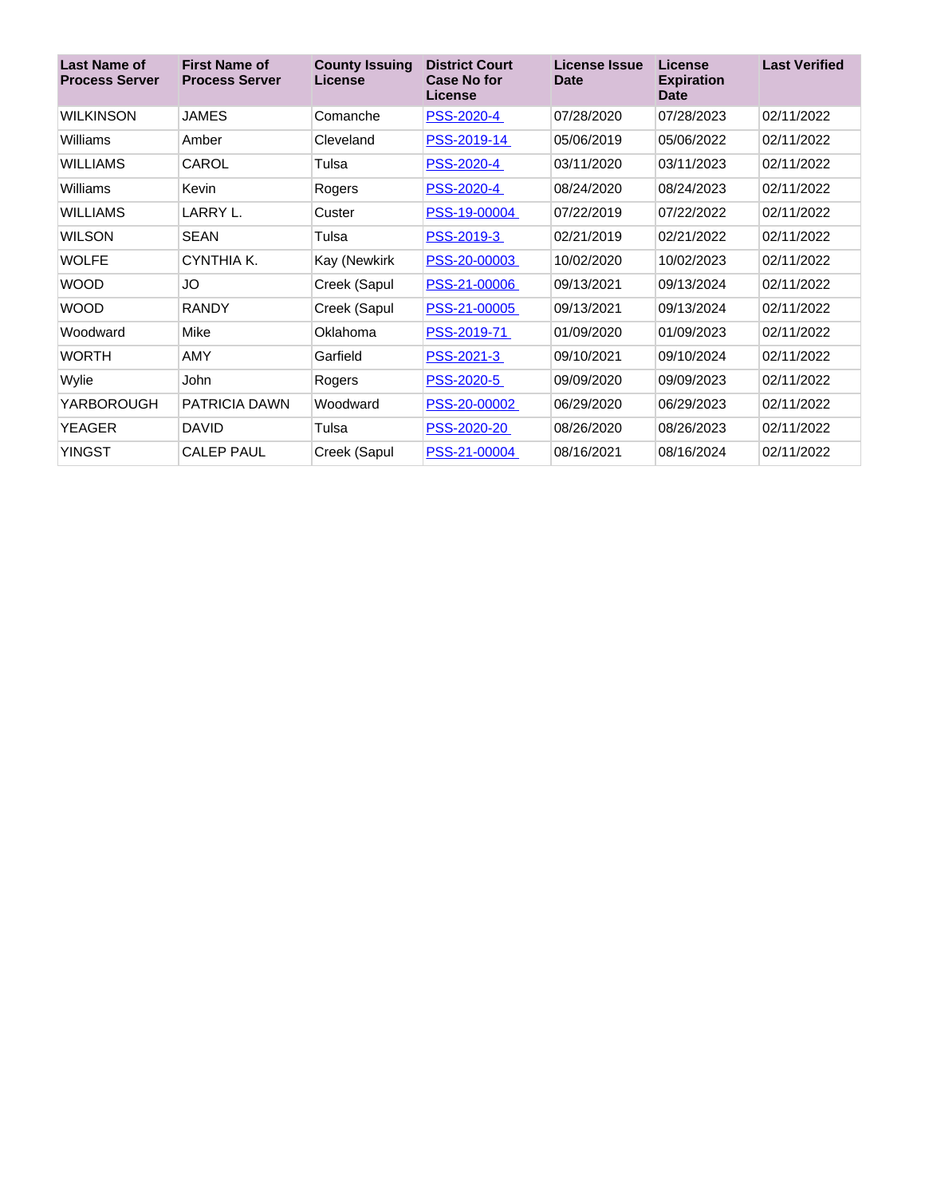| Last Name of Process Server | First Name of Process Server | County Issuing License | District Court Case No for License | License Issue Date | License Expiration Date | Last Verified |
|---|---|---|---|---|---|---|
| WILKINSON | JAMES | Comanche | PSS-2020-4 | 07/28/2020 | 07/28/2023 | 02/11/2022 |
| Williams | Amber | Cleveland | PSS-2019-14 | 05/06/2019 | 05/06/2022 | 02/11/2022 |
| WILLIAMS | CAROL | Tulsa | PSS-2020-4 | 03/11/2020 | 03/11/2023 | 02/11/2022 |
| Williams | Kevin | Rogers | PSS-2020-4 | 08/24/2020 | 08/24/2023 | 02/11/2022 |
| WILLIAMS | LARRY L. | Custer | PSS-19-00004 | 07/22/2019 | 07/22/2022 | 02/11/2022 |
| WILSON | SEAN | Tulsa | PSS-2019-3 | 02/21/2019 | 02/21/2022 | 02/11/2022 |
| WOLFE | CYNTHIA K. | Kay (Newkirk | PSS-20-00003 | 10/02/2020 | 10/02/2023 | 02/11/2022 |
| WOOD | JO | Creek (Sapul | PSS-21-00006 | 09/13/2021 | 09/13/2024 | 02/11/2022 |
| WOOD | RANDY | Creek (Sapul | PSS-21-00005 | 09/13/2021 | 09/13/2024 | 02/11/2022 |
| Woodward | Mike | Oklahoma | PSS-2019-71 | 01/09/2020 | 01/09/2023 | 02/11/2022 |
| WORTH | AMY | Garfield | PSS-2021-3 | 09/10/2021 | 09/10/2024 | 02/11/2022 |
| Wylie | John | Rogers | PSS-2020-5 | 09/09/2020 | 09/09/2023 | 02/11/2022 |
| YARBOROUGH | PATRICIA DAWN | Woodward | PSS-20-00002 | 06/29/2020 | 06/29/2023 | 02/11/2022 |
| YEAGER | DAVID | Tulsa | PSS-2020-20 | 08/26/2020 | 08/26/2023 | 02/11/2022 |
| YINGST | CALEP PAUL | Creek (Sapul | PSS-21-00004 | 08/16/2021 | 08/16/2024 | 02/11/2022 |